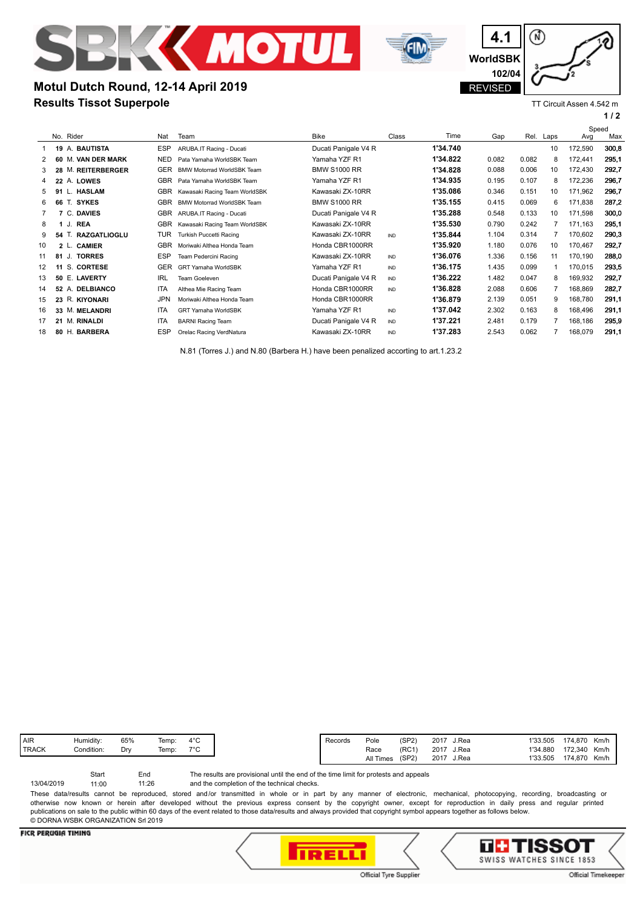# Motul Dutch Round, 12-14 April 2019

## Results Tissot Superpole

4.1 WorldSBK 102/04 REVISED

TT Circuit Assen 4.542 m

| | No. | Rider | Nat | Team | Bike | Class | Time | Gap | Rel. | Laps | Speed Avg | Speed Max |
|---|---|---|---|---|---|---|---|---|---|---|---|---|
| 1 | 19 | A. **BAUTISTA** | ESP | ARUBA.IT Racing - Ducati | Ducati Panigale V4 R | | **1'34.740** | | | 10 | 172,590 | **300,8** |
| 2 | 60 | M. **VAN DER MARK** | NED | Pata Yamaha WorldSBK Team | Yamaha YZF R1 | | **1'34.822** | 0.082 | 0.082 | 8 | 172,441 | **295,1** |
| 3 | 28 | M. **REITERBERGER** | GER | BMW Motorrad WorldSBK Team | BMW S1000 RR | | **1'34.828** | 0.088 | 0.006 | 10 | 172,430 | **292,7** |
| 4 | 22 | A. **LOWES** | GBR | Pata Yamaha WorldSBK Team | Yamaha YZF R1 | | **1'34.935** | 0.195 | 0.107 | 8 | 172,236 | **296,7** |
| 5 | 91 | L. **HASLAM** | GBR | Kawasaki Racing Team WorldSBK | Kawasaki ZX-10RR | | **1'35.086** | 0.346 | 0.151 | 10 | 171,962 | **296,7** |
| 6 | 66 | T. **SYKES** | GBR | BMW Motorrad WorldSBK Team | BMW S1000 RR | | **1'35.155** | 0.415 | 0.069 | 6 | 171,838 | **287,2** |
| 7 | 7 | C. **DAVIES** | GBR | ARUBA.IT Racing - Ducati | Ducati Panigale V4 R | | **1'35.288** | 0.548 | 0.133 | 10 | 171,598 | **300,0** |
| 8 | 1 | J. **REA** | GBR | Kawasaki Racing Team WorldSBK | Kawasaki ZX-10RR | | **1'35.530** | 0.790 | 0.242 | 7 | 171,163 | **295,1** |
| 9 | 54 | T. **RAZGATLIOGLU** | TUR | Turkish Puccetti Racing | Kawasaki ZX-10RR | IND | **1'35.844** | 1.104 | 0.314 | 7 | 170,602 | **290,3** |
| 10 | 2 | L. **CAMIER** | GBR | Moriwaki Althea Honda Team | Honda CBR1000RR | | **1'35.920** | 1.180 | 0.076 | 10 | 170,467 | **292,7** |
| 11 | 81 | J. **TORRES** | ESP | Team Pedercini Racing | Kawasaki ZX-10RR | IND | **1'36.076** | 1.336 | 0.156 | 11 | 170,190 | **288,0** |
| 12 | 11 | S. **CORTESE** | GER | GRT Yamaha WorldSBK | Yamaha YZF R1 | IND | **1'36.175** | 1.435 | 0.099 | 1 | 170,015 | **293,5** |
| 13 | 50 | E. **LAVERTY** | IRL | Team Goeleven | Ducati Panigale V4 R | IND | **1'36.222** | 1.482 | 0.047 | 8 | 169,932 | **292,7** |
| 14 | 52 | A. **DELBIANCO** | ITA | Althea Mie Racing Team | Honda CBR1000RR | IND | **1'36.828** | 2.088 | 0.606 | 7 | 168,869 | **282,7** |
| 15 | 23 | R. **KIYONARI** | JPN | Moriwaki Althea Honda Team | Honda CBR1000RR | | **1'36.879** | 2.139 | 0.051 | 9 | 168,780 | **291,1** |
| 16 | 33 | M. **MELANDRI** | ITA | GRT Yamaha WorldSBK | Yamaha YZF R1 | IND | **1'37.042** | 2.302 | 0.163 | 8 | 168,496 | **291,1** |
| 17 | 21 | M. **RINALDI** | ITA | BARNI Racing Team | Ducati Panigale V4 R | IND | **1'37.221** | 2.481 | 0.179 | 7 | 168,186 | **295,9** |
| 18 | 80 | H. **BARBERA** | ESP | Orelac Racing VerdNatura | Kawasaki ZX-10RR | IND | **1'37.283** | 2.543 | 0.062 | 7 | 168,079 | **291,1** |

N.81 (Torres J.) and N.80 (Barbera H.) have been penalized according to art.1.23.2

| | | | | |
|---|---|---|---|---|
| AIR | Humidity: | 65% | Temp: | 4°C |
| TRACK | Condition: | Dry | Temp: | 7°C |

| Records | | | | | | | |
|---|---|---|---|---|---|---|---|
| | Pole | (SP2) | 2017 | J.Rea | 1'33.505 | 174,870 | Km/h |
| | Race | (RC1) | 2017 | J.Rea | 1'34.880 | 172,340 | Km/h |
| | All Times | (SP2) | 2017 | J.Rea | 1'33.505 | 174,870 | Km/h |

| | Start | End |
|---|---|---|
| 13/04/2019 | 11:00 | 11:26 |

The results are provisional until the end of the time limit for protests and appeals and the completion of the technical checks.

These data/results cannot be reproduced, stored and/or transmitted in whole or in part by any manner of electronic, mechanical, photocopying, recording, broadcasting or otherwise now known or herein after developed without the previous express consent by the copyright owner, except for reproduction in daily press and regular printed publications on sale to the public within 60 days of the event related to those data/results and always provided that copyright symbol appears together as follows below.
© DORNA WSBK ORGANIZATION Srl 2019

FICR PERUGIA TIMING

Official Tyre Supplier — PIRELLI

TISSOT SWISS WATCHES SINCE 1853 — Official Timekeeper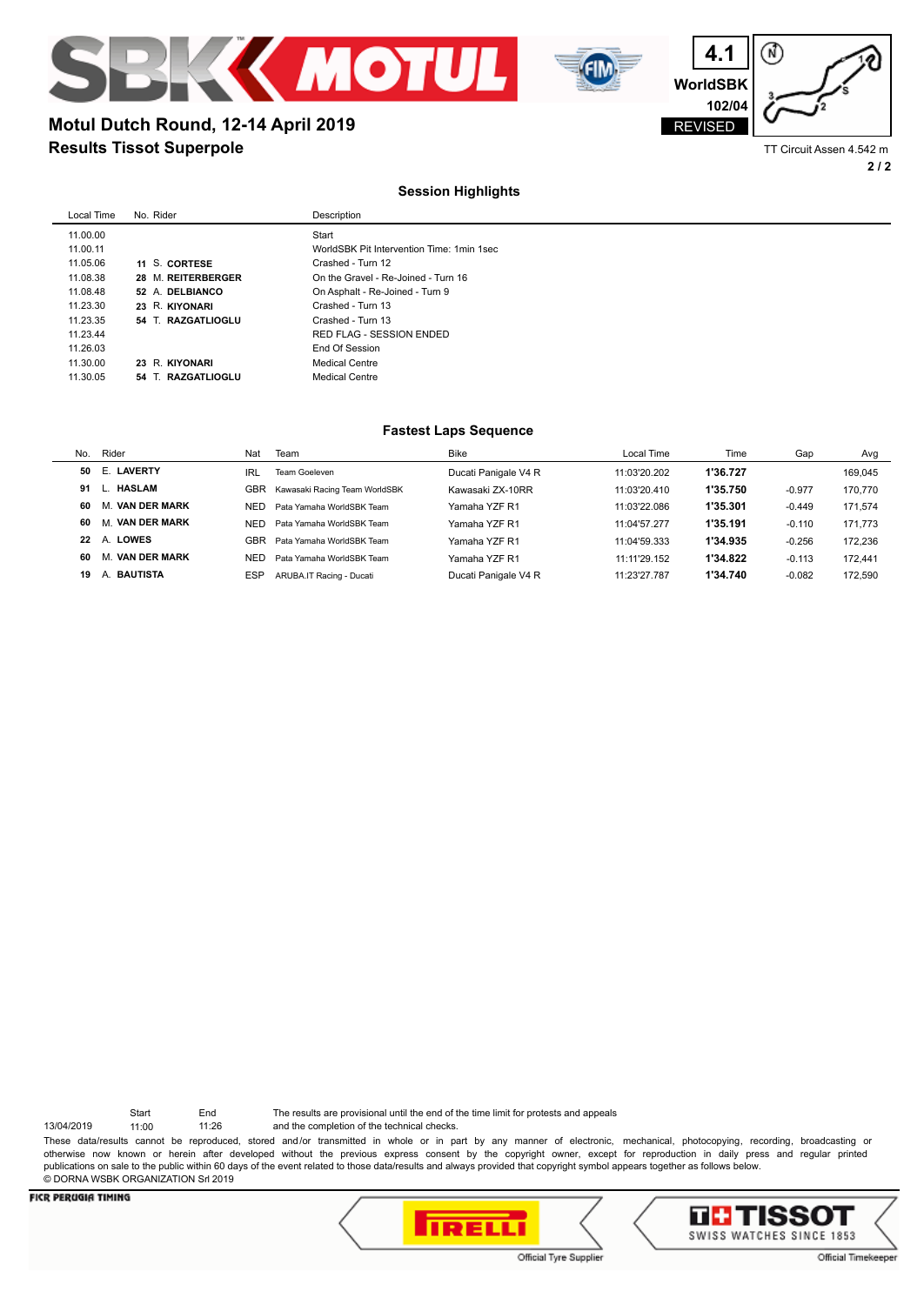# Motul Dutch Round, 12-14 April 2019

## Results Tissot Superpole

4.1
WorldSBK
102/04
REVISED

TT Circuit Assen 4.542 m

### Session Highlights

| Local Time | No. Rider | Description |
|---|---|---|
| 11.00.00 | | Start |
| 11.00.11 | | WorldSBK Pit Intervention Time: 1min 1sec |
| 11.05.06 | 11 S. **CORTESE** | Crashed - Turn 12 |
| 11.08.38 | 28 M. **REITERBERGER** | On the Gravel - Re-Joined - Turn 16 |
| 11.08.48 | 52 A. **DELBIANCO** | On Asphalt - Re-Joined - Turn 9 |
| 11.23.30 | 23 R. **KIYONARI** | Crashed - Turn 13 |
| 11.23.35 | 54 T. **RAZGATLIOGLU** | Crashed - Turn 13 |
| 11.23.44 | | RED FLAG - SESSION ENDED |
| 11.26.03 | | End Of Session |
| 11.30.00 | 23 R. **KIYONARI** | Medical Centre |
| 11.30.05 | 54 T. **RAZGATLIOGLU** | Medical Centre |

### Fastest Laps Sequence

| No. | Rider | Nat | Team | Bike | Local Time | Time | Gap | Avg |
|---|---|---|---|---|---|---|---|---|
| 50 | E. **LAVERTY** | IRL | Team Goeleven | Ducati Panigale V4 R | 11:03'20.202 | **1'36.727** | | 169,045 |
| 91 | L. **HASLAM** | GBR | Kawasaki Racing Team WorldSBK | Kawasaki ZX-10RR | 11:03'20.410 | **1'35.750** | -0.977 | 170,770 |
| 60 | M. **VAN DER MARK** | NED | Pata Yamaha WorldSBK Team | Yamaha YZF R1 | 11:03'22.086 | **1'35.301** | -0.449 | 171,574 |
| 60 | M. **VAN DER MARK** | NED | Pata Yamaha WorldSBK Team | Yamaha YZF R1 | 11:04'57.277 | **1'35.191** | -0.110 | 171,773 |
| 22 | A. **LOWES** | GBR | Pata Yamaha WorldSBK Team | Yamaha YZF R1 | 11:04'59.333 | **1'34.935** | -0.256 | 172,236 |
| 60 | M. **VAN DER MARK** | NED | Pata Yamaha WorldSBK Team | Yamaha YZF R1 | 11:11'29.152 | **1'34.822** | -0.113 | 172,441 |
| 19 | A. **BAUTISTA** | ESP | ARUBA.IT Racing - Ducati | Ducati Panigale V4 R | 11:23'27.787 | **1'34.740** | -0.082 | 172,590 |

| | Start | End | |
|---|---|---|---|
| 13/04/2019 | 11:00 | 11:26 | The results are provisional until the end of the time limit for protests and appeals and the completion of the technical checks. |

These data/results cannot be reproduced, stored and/or transmitted in whole or in part by any manner of electronic, mechanical, photocopying, recording, broadcasting or otherwise now known or herein after developed without the previous express consent by the copyright owner, except for reproduction in daily press and regular printed publications on sale to the public within 60 days of the event related to those data/results and always provided that copyright symbol appears together as follows below.
© DORNA WSBK ORGANIZATION Srl 2019

FICR PERUGIA TIMING

Official Tyre Supplier

Official Timekeeper